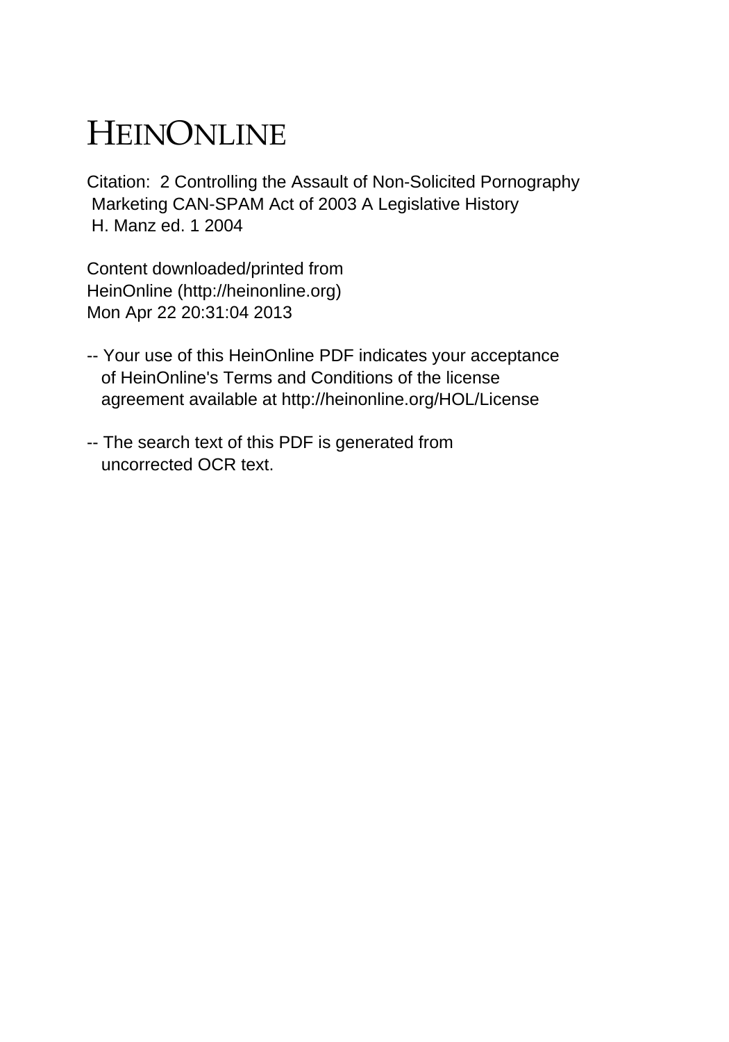# HEINONLINE

Citation: 2 Controlling the Assault of Non-Solicited Pornography Marketing CAN-SPAM Act of 2003 A Legislative History H. Manz ed. 1 2004

Content downloaded/printed from HeinOnline (http://heinonline.org) Mon Apr 22 20:31:04 2013

-- Your use of this HeinOnline PDF indicates your acceptance of HeinOnline's Terms and Conditions of the license agreement available at http://heinonline.org/HOL/License

-- The search text of this PDF is generated from uncorrected OCR text.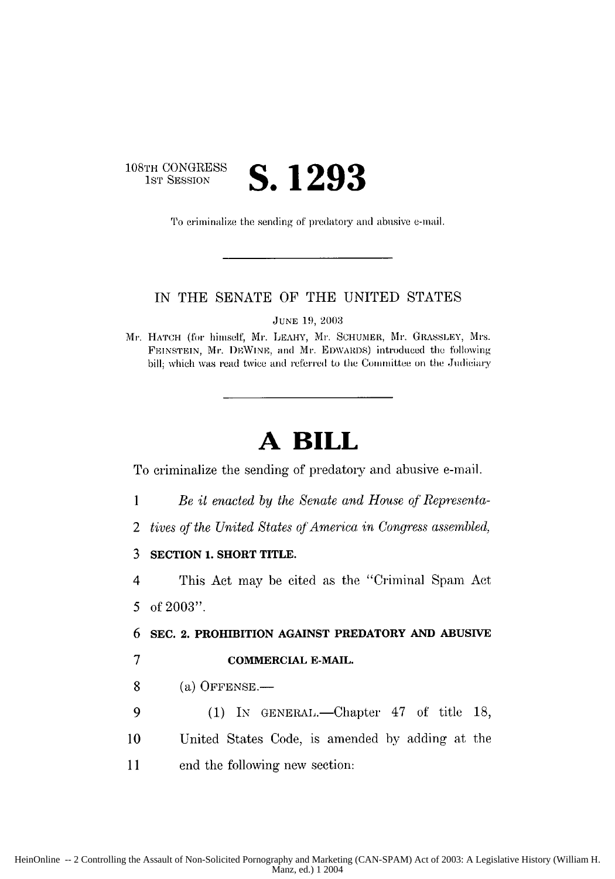108TH CONGRESS
1ST SESSION

# S. 1293

To criminalize the sending of predatory and abusive e-mail.

---

IN THE SENATE OF THE UNITED STATES

JUNE 19, 2003

Mr. HATCH (for himself, Mr. LEAHY, Mr. SCHUMER, Mr. GRASSLEY, Mrs. FEINSTEIN, Mr. DEWINE, and Mr. EDWARDS) introduced the following bill; which was read twice and referred to the Committee on the Judiciary

---

# A BILL

To criminalize the sending of predatory and abusive e-mail.

1 *Be it enacted by the Senate and House of Representa-*
2 *tives of the United States of America in Congress assembled,*

3 **SECTION 1. SHORT TITLE.**

4 This Act may be cited as the "Criminal Spam Act
5 of 2003".

6 **SEC. 2. PROHIBITION AGAINST PREDATORY AND ABUSIVE**
7 **COMMERCIAL E-MAIL.**

8 (a) OFFENSE.—

9 (1) IN GENERAL.—Chapter 47 of title 18,
10 United States Code, is amended by adding at the
11 end the following new section: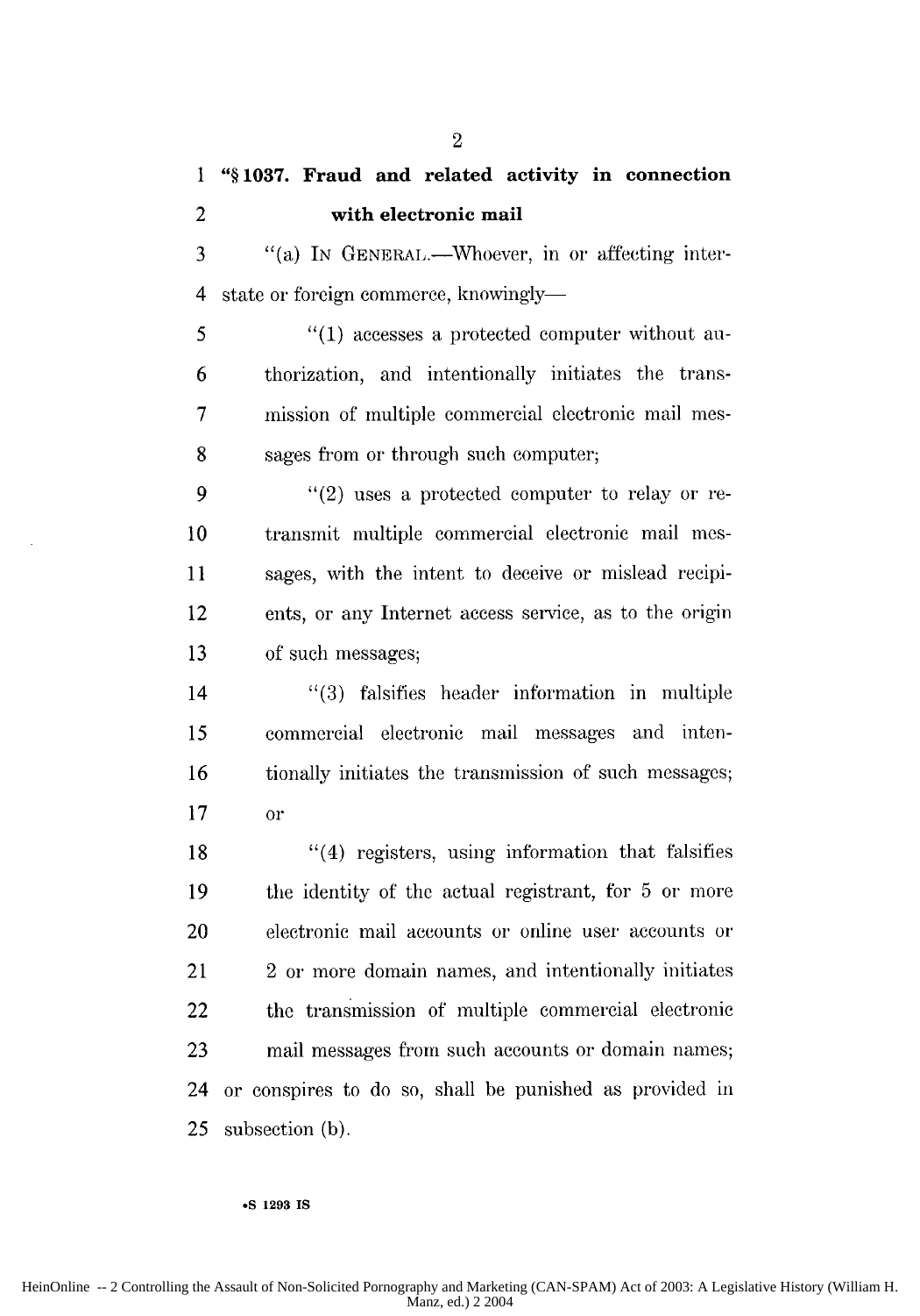**"§ 1037. Fraud and related activity in connection with electronic mail**

"(a) IN GENERAL.—Whoever, in or affecting interstate or foreign commerce, knowingly—

"(1) accesses a protected computer without authorization, and intentionally initiates the transmission of multiple commercial electronic mail messages from or through such computer;

"(2) uses a protected computer to relay or retransmit multiple commercial electronic mail messages, with the intent to deceive or mislead recipients, or any Internet access service, as to the origin of such messages;

"(3) falsifies header information in multiple commercial electronic mail messages and intentionally initiates the transmission of such messages; or

"(4) registers, using information that falsifies the identity of the actual registrant, for 5 or more electronic mail accounts or online user accounts or 2 or more domain names, and intentionally initiates the transmission of multiple commercial electronic mail messages from such accounts or domain names;

or conspires to do so, shall be punished as provided in subsection (b).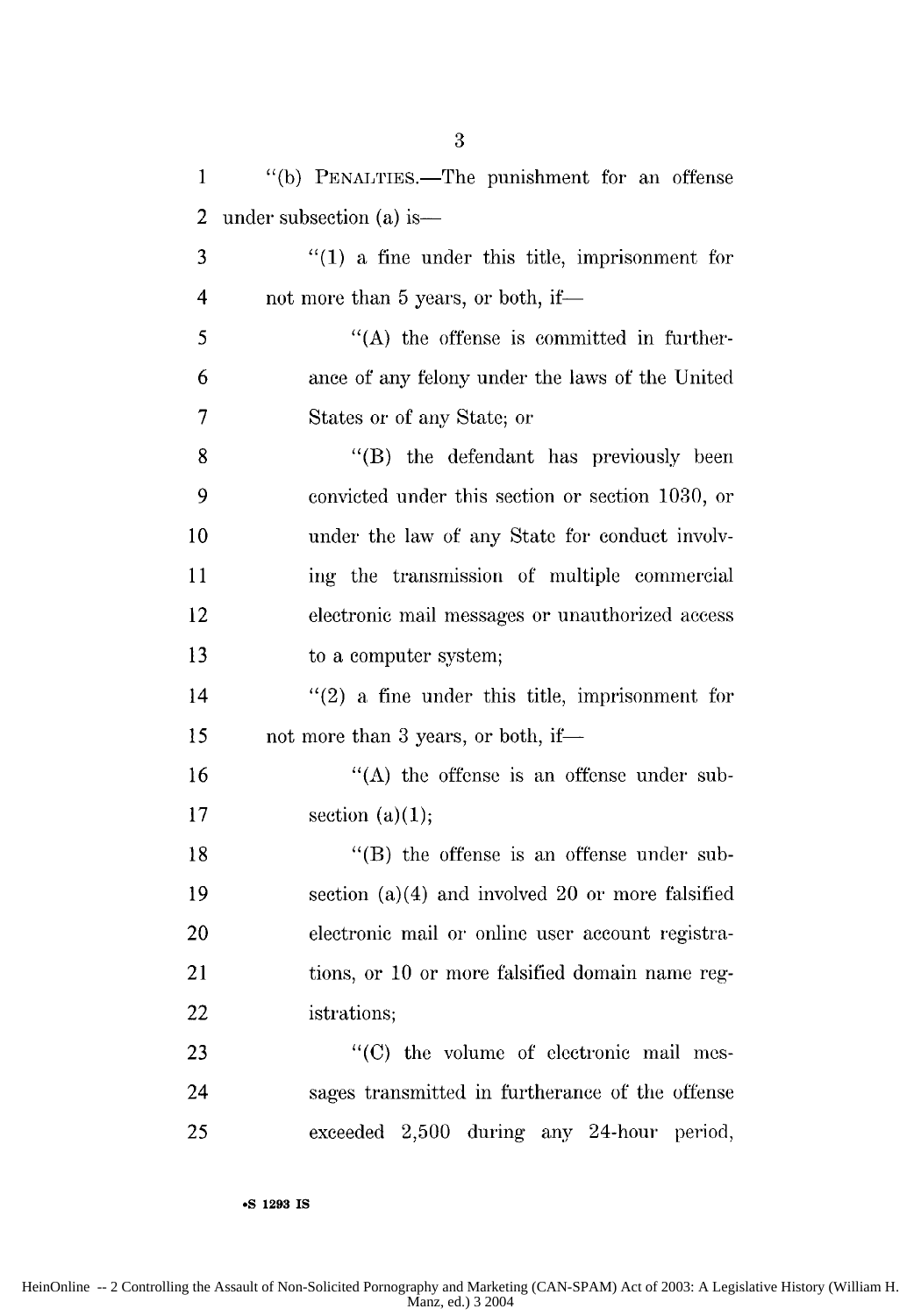"(b) PENALTIES.—The punishment for an offense under subsection (a) is—

"(1) a fine under this title, imprisonment for not more than 5 years, or both, if—

"(A) the offense is committed in furtherance of any felony under the laws of the United States or of any State; or

"(B) the defendant has previously been convicted under this section or section 1030, or under the law of any State for conduct involving the transmission of multiple commercial electronic mail messages or unauthorized access to a computer system;

"(2) a fine under this title, imprisonment for not more than 3 years, or both, if—

"(A) the offense is an offense under subsection (a)(1);

"(B) the offense is an offense under subsection (a)(4) and involved 20 or more falsified electronic mail or online user account registrations, or 10 or more falsified domain name registrations;

"(C) the volume of electronic mail messages transmitted in furtherance of the offense exceeded 2,500 during any 24-hour period,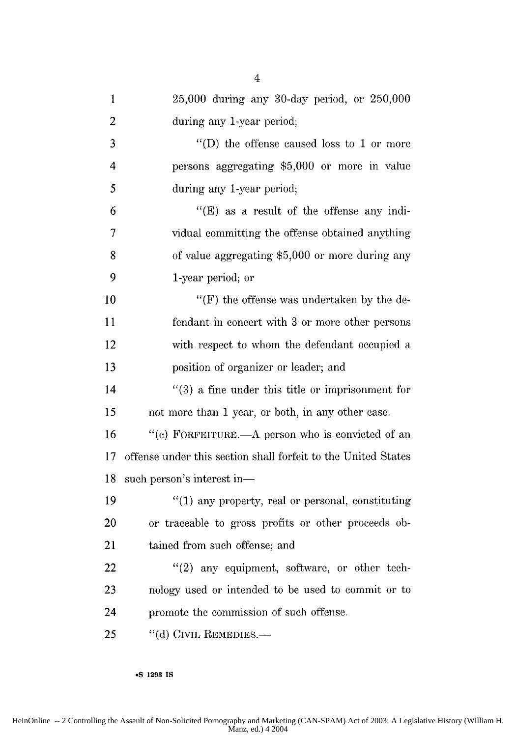25,000 during any 30-day period, or 250,000 during any 1-year period;

"(D) the offense caused loss to 1 or more persons aggregating $5,000 or more in value during any 1-year period;

"(E) as a result of the offense any individual committing the offense obtained anything of value aggregating $5,000 or more during any 1-year period; or

"(F) the offense was undertaken by the defendant in concert with 3 or more other persons with respect to whom the defendant occupied a position of organizer or leader; and

"(3) a fine under this title or imprisonment for not more than 1 year, or both, in any other case.

"(c) FORFEITURE.—A person who is convicted of an offense under this section shall forfeit to the United States such person's interest in—

"(1) any property, real or personal, constituting or traceable to gross profits or other proceeds obtained from such offense; and

"(2) any equipment, software, or other technology used or intended to be used to commit or to promote the commission of such offense.

"(d) CIVIL REMEDIES.—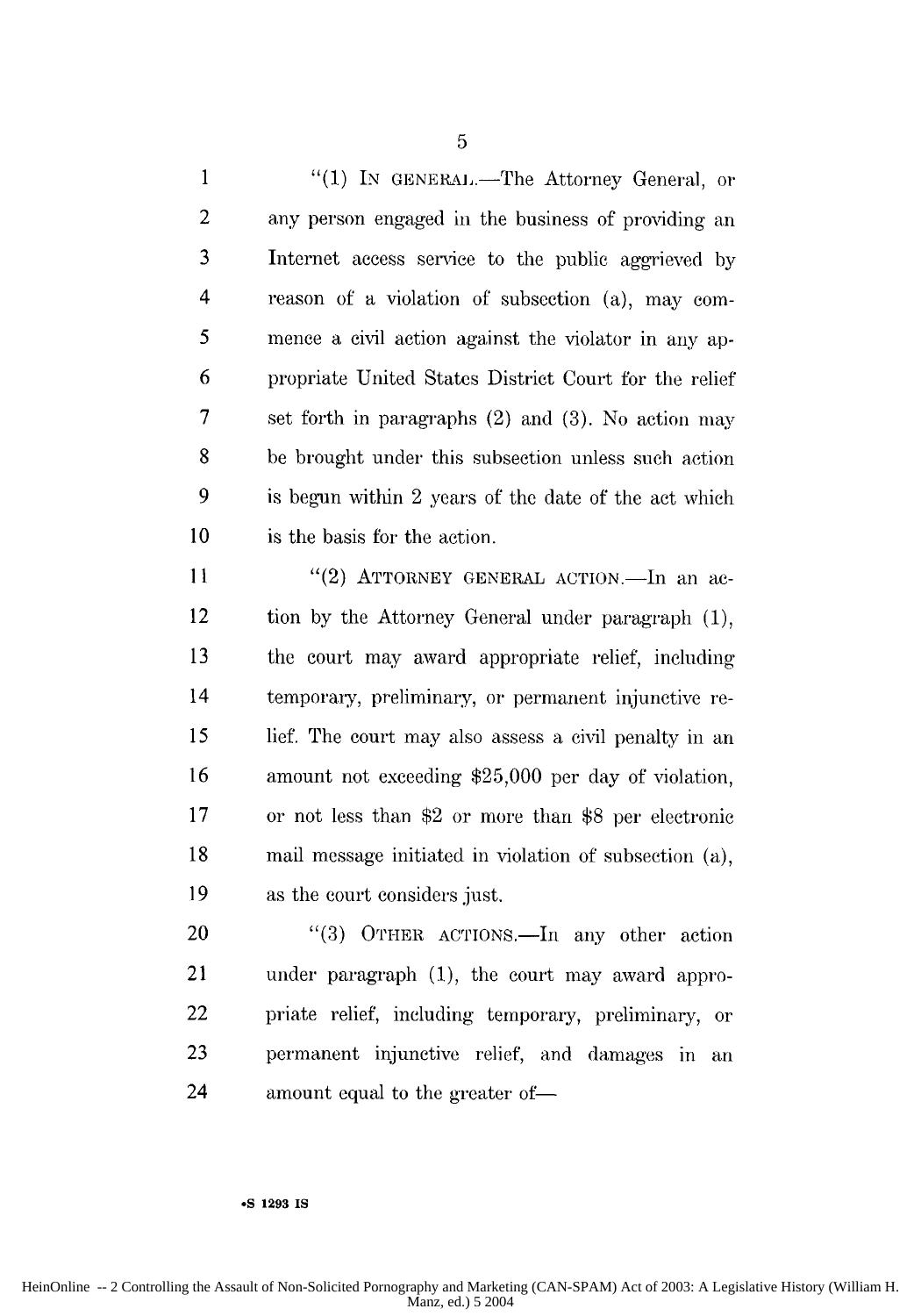"(1) IN GENERAL.—The Attorney General, or any person engaged in the business of providing an Internet access service to the public aggrieved by reason of a violation of subsection (a), may commence a civil action against the violator in any appropriate United States District Court for the relief set forth in paragraphs (2) and (3). No action may be brought under this subsection unless such action is begun within 2 years of the date of the act which is the basis for the action.

"(2) ATTORNEY GENERAL ACTION.—In an action by the Attorney General under paragraph (1), the court may award appropriate relief, including temporary, preliminary, or permanent injunctive relief. The court may also assess a civil penalty in an amount not exceeding $25,000 per day of violation, or not less than $2 or more than $8 per electronic mail message initiated in violation of subsection (a), as the court considers just.

"(3) OTHER ACTIONS.—In any other action under paragraph (1), the court may award appropriate relief, including temporary, preliminary, or permanent injunctive relief, and damages in an amount equal to the greater of—

•S 1293 IS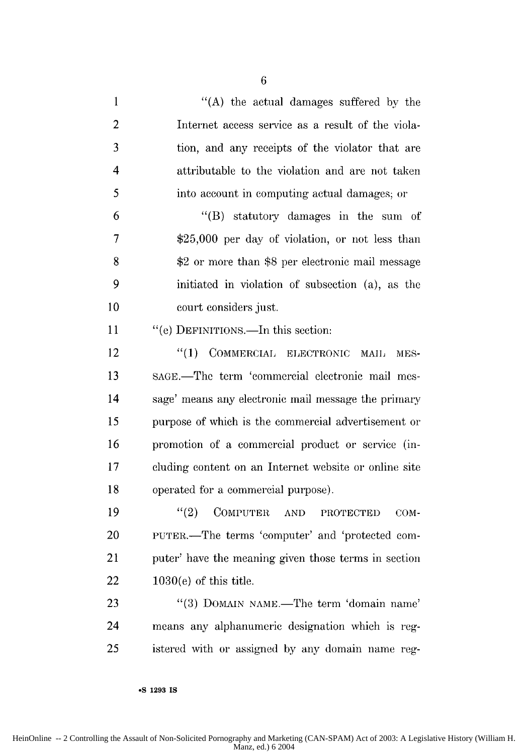"(A) the actual damages suffered by the Internet access service as a result of the violation, and any receipts of the violator that are attributable to the violation and are not taken into account in computing actual damages; or

"(B) statutory damages in the sum of $25,000 per day of violation, or not less than $2 or more than $8 per electronic mail message initiated in violation of subsection (a), as the court considers just.

"(e) DEFINITIONS.—In this section:

"(1) COMMERCIAL ELECTRONIC MAIL MESSAGE.—The term 'commercial electronic mail message' means any electronic mail message the primary purpose of which is the commercial advertisement or promotion of a commercial product or service (including content on an Internet website or online site operated for a commercial purpose).

"(2) COMPUTER AND PROTECTED COMPUTER.—The terms 'computer' and 'protected computer' have the meaning given those terms in section 1030(e) of this title.

"(3) DOMAIN NAME.—The term 'domain name' means any alphanumeric designation which is registered with or assigned by any domain name reg-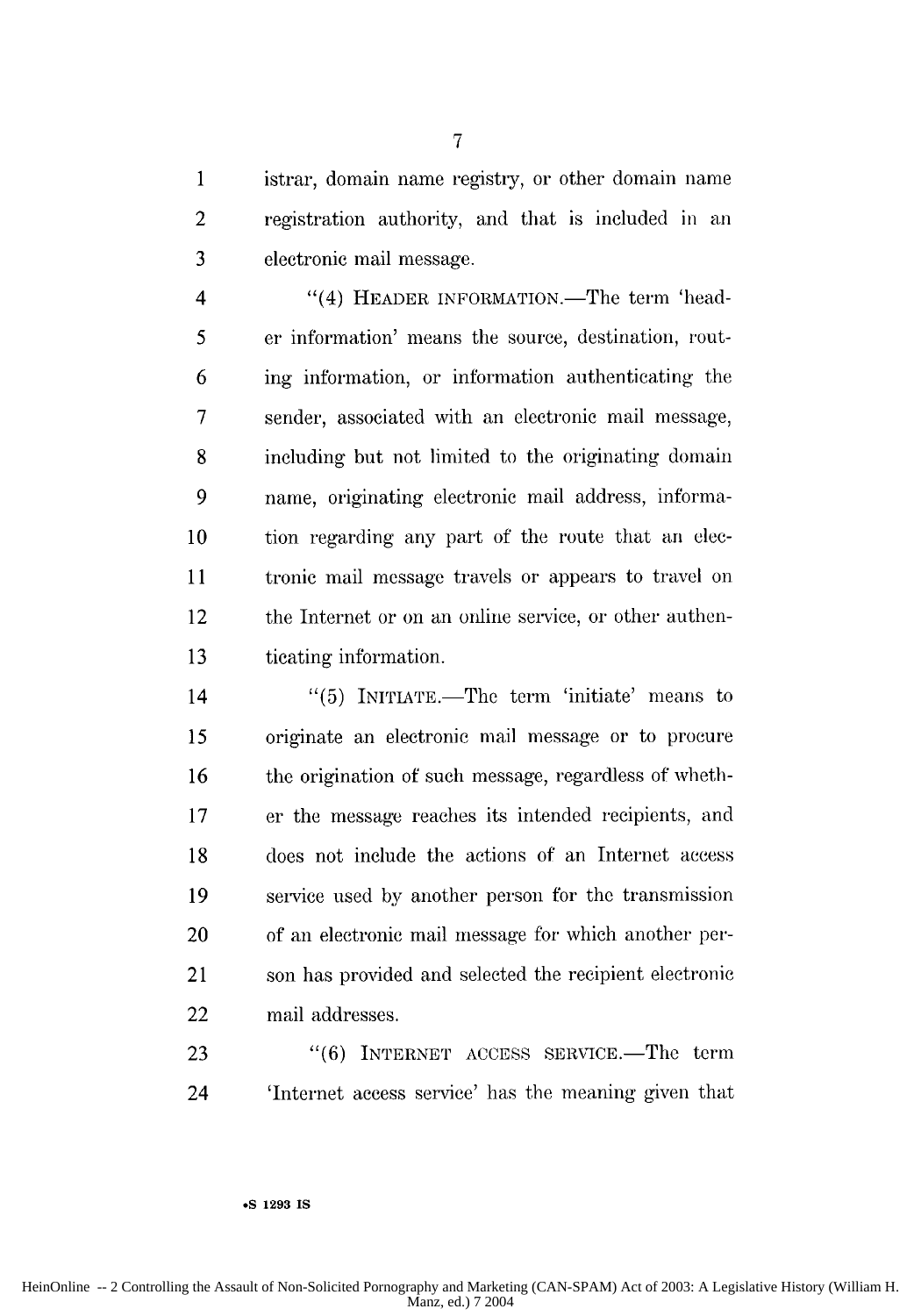istrar, domain name registry, or other domain name registration authority, and that is included in an electronic mail message.

"(4) HEADER INFORMATION.—The term 'header information' means the source, destination, routing information, or information authenticating the sender, associated with an electronic mail message, including but not limited to the originating domain name, originating electronic mail address, information regarding any part of the route that an electronic mail message travels or appears to travel on the Internet or on an online service, or other authenticating information.

"(5) INITIATE.—The term 'initiate' means to originate an electronic mail message or to procure the origination of such message, regardless of whether the message reaches its intended recipients, and does not include the actions of an Internet access service used by another person for the transmission of an electronic mail message for which another person has provided and selected the recipient electronic mail addresses.

"(6) INTERNET ACCESS SERVICE.—The term 'Internet access service' has the meaning given that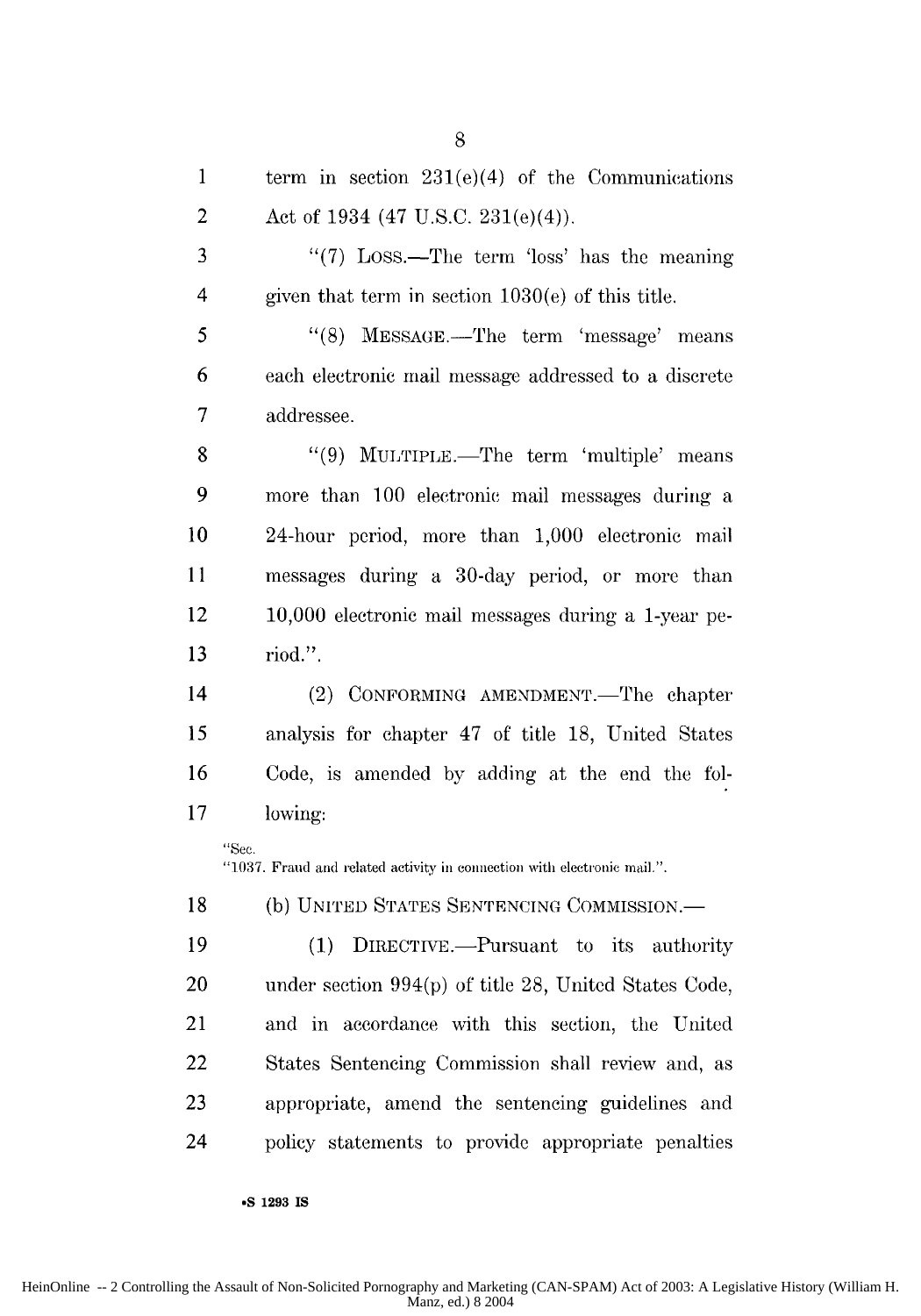term in section 231(e)(4) of the Communications Act of 1934 (47 U.S.C. 231(e)(4)).

"(7) LOSS.—The term 'loss' has the meaning given that term in section 1030(e) of this title.

"(8) MESSAGE.—The term 'message' means each electronic mail message addressed to a discrete addressee.

"(9) MULTIPLE.—The term 'multiple' means more than 100 electronic mail messages during a 24-hour period, more than 1,000 electronic mail messages during a 30-day period, or more than 10,000 electronic mail messages during a 1-year period.".

(2) CONFORMING AMENDMENT.—The chapter analysis for chapter 47 of title 18, United States Code, is amended by adding at the end the following:

"Sec.
"1037. Fraud and related activity in connection with electronic mail.".

(b) UNITED STATES SENTENCING COMMISSION.—

(1) DIRECTIVE.—Pursuant to its authority under section 994(p) of title 28, United States Code, and in accordance with this section, the United States Sentencing Commission shall review and, as appropriate, amend the sentencing guidelines and policy statements to provide appropriate penalties

•S 1293 IS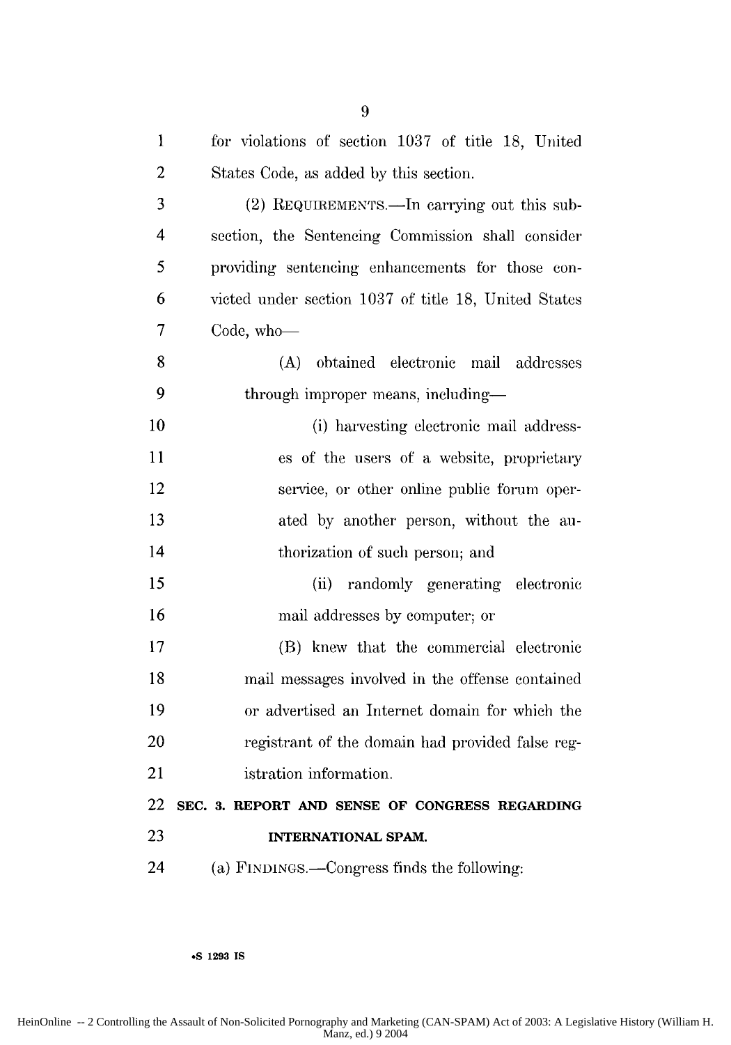for violations of section 1037 of title 18, United States Code, as added by this section.

(2) REQUIREMENTS.—In carrying out this subsection, the Sentencing Commission shall consider providing sentencing enhancements for those convicted under section 1037 of title 18, United States Code, who—

(A) obtained electronic mail addresses through improper means, including—

(i) harvesting electronic mail addresses of the users of a website, proprietary service, or other online public forum operated by another person, without the authorization of such person; and

(ii) randomly generating electronic mail addresses by computer; or

(B) knew that the commercial electronic mail messages involved in the offense contained or advertised an Internet domain for which the registrant of the domain had provided false registration information.

**SEC. 3. REPORT AND SENSE OF CONGRESS REGARDING INTERNATIONAL SPAM.**

(a) FINDINGS.—Congress finds the following:

•S 1293 IS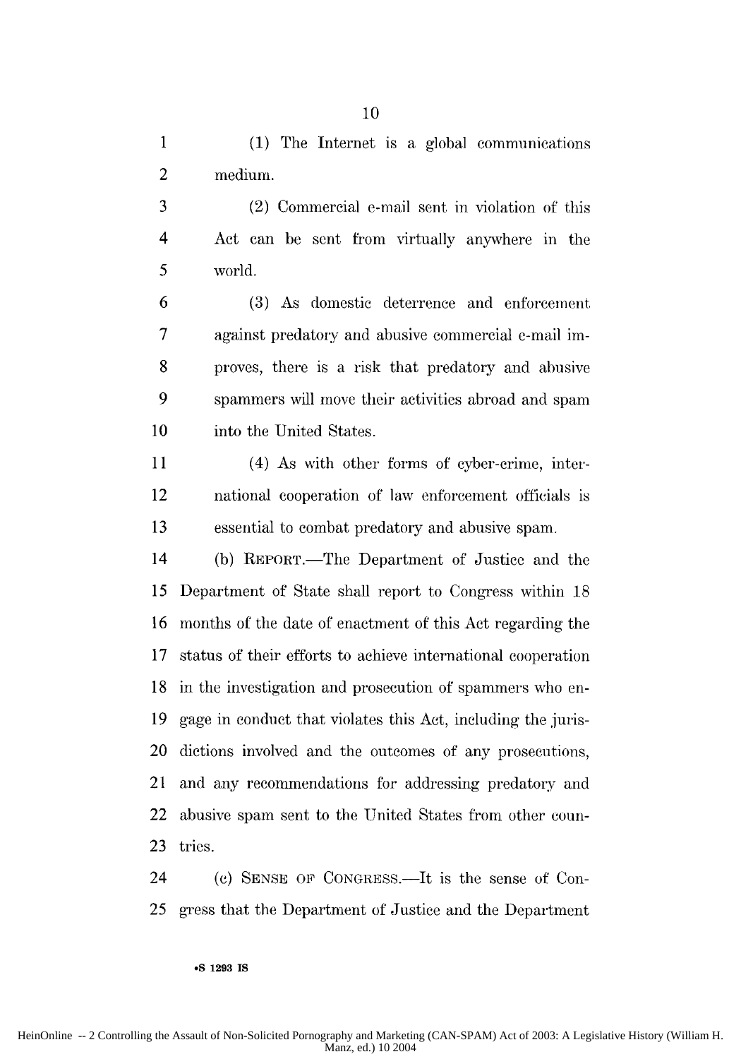(1) The Internet is a global communications medium.

(2) Commercial e-mail sent in violation of this Act can be sent from virtually anywhere in the world.

(3) As domestic deterrence and enforcement against predatory and abusive commercial e-mail improves, there is a risk that predatory and abusive spammers will move their activities abroad and spam into the United States.

(4) As with other forms of cyber-crime, international cooperation of law enforcement officials is essential to combat predatory and abusive spam.

(b) REPORT.—The Department of Justice and the Department of State shall report to Congress within 18 months of the date of enactment of this Act regarding the status of their efforts to achieve international cooperation in the investigation and prosecution of spammers who engage in conduct that violates this Act, including the jurisdictions involved and the outcomes of any prosecutions, and any recommendations for addressing predatory and abusive spam sent to the United States from other countries.

(c) SENSE OF CONGRESS.—It is the sense of Congress that the Department of Justice and the Department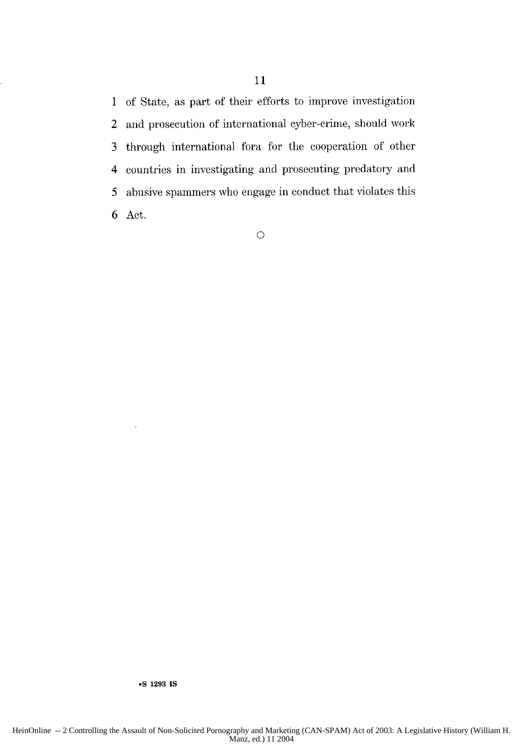of State, as part of their efforts to improve investigation and prosecution of international cyber-crime, should work through international fora for the cooperation of other countries in investigating and prosecuting predatory and abusive spammers who engage in conduct that violates this Act.

○

•S 1293 IS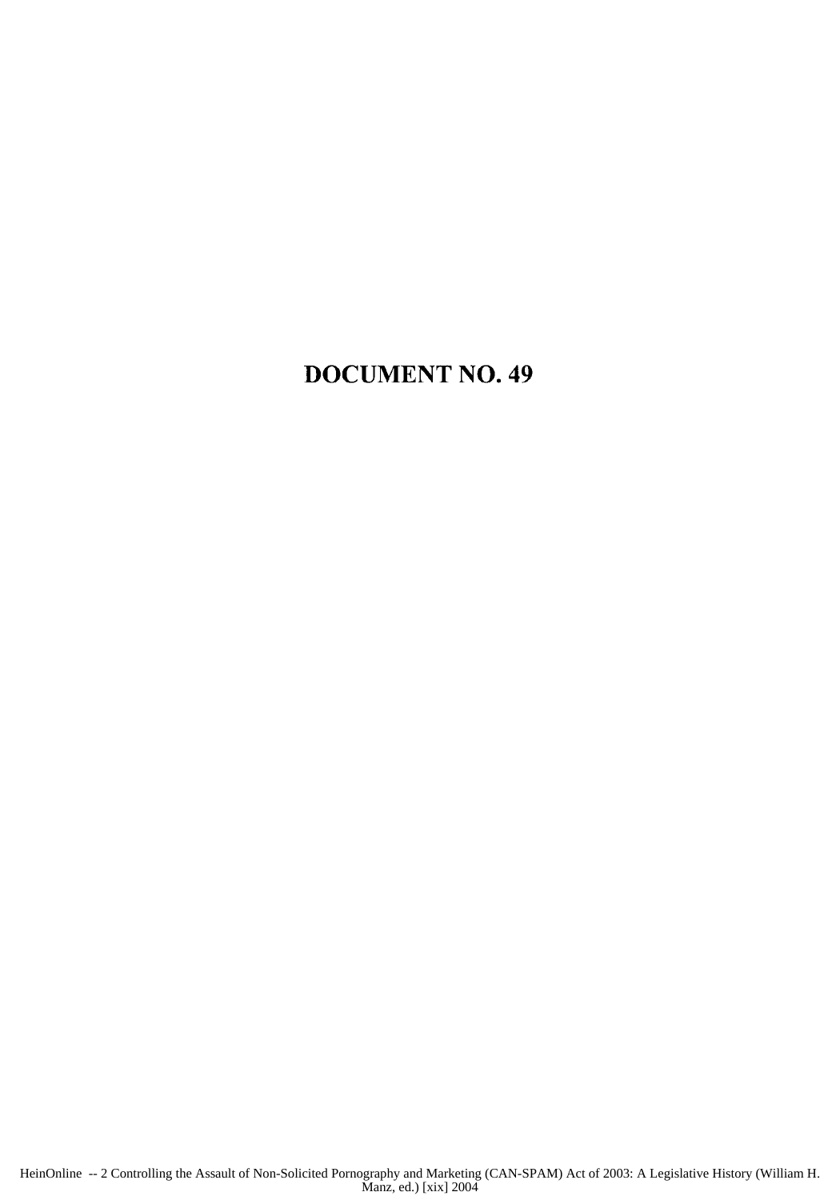# DOCUMENT NO. 49